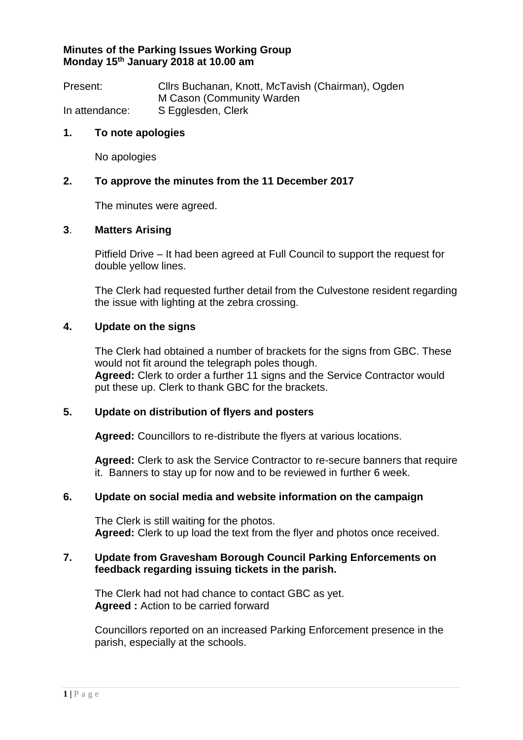# Minutes of the Parking Issues Working Group
## Monday 15th January 2018 at 10.00 am

| | |
|---|---|
| Present: | Cllrs Buchanan, Knott, McTavish (Chairman), Ogden<br>M Cason (Community Warden |
| In attendance: | S Egglesden, Clerk |

### 1. To note apologies

No apologies

### 2. To approve the minutes from the 11 December 2017

The minutes were agreed.

### 3. Matters Arising

Pitfield Drive – It had been agreed at Full Council to support the request for double yellow lines.

The Clerk had requested further detail from the Culvestone resident regarding the issue with lighting at the zebra crossing.

### 4. Update on the signs

The Clerk had obtained a number of brackets for the signs from GBC. These would not fit around the telegraph poles though.
**Agreed:** Clerk to order a further 11 signs and the Service Contractor would put these up. Clerk to thank GBC for the brackets.

### 5. Update on distribution of flyers and posters

**Agreed:** Councillors to re-distribute the flyers at various locations.

**Agreed:** Clerk to ask the Service Contractor to re-secure banners that require it. Banners to stay up for now and to be reviewed in further 6 week.

### 6. Update on social media and website information on the campaign

The Clerk is still waiting for the photos.
**Agreed:** Clerk to up load the text from the flyer and photos once received.

### 7. Update from Gravesham Borough Council Parking Enforcements on feedback regarding issuing tickets in the parish.

The Clerk had not had chance to contact GBC as yet.
**Agreed :** Action to be carried forward

Councillors reported on an increased Parking Enforcement presence in the parish, especially at the schools.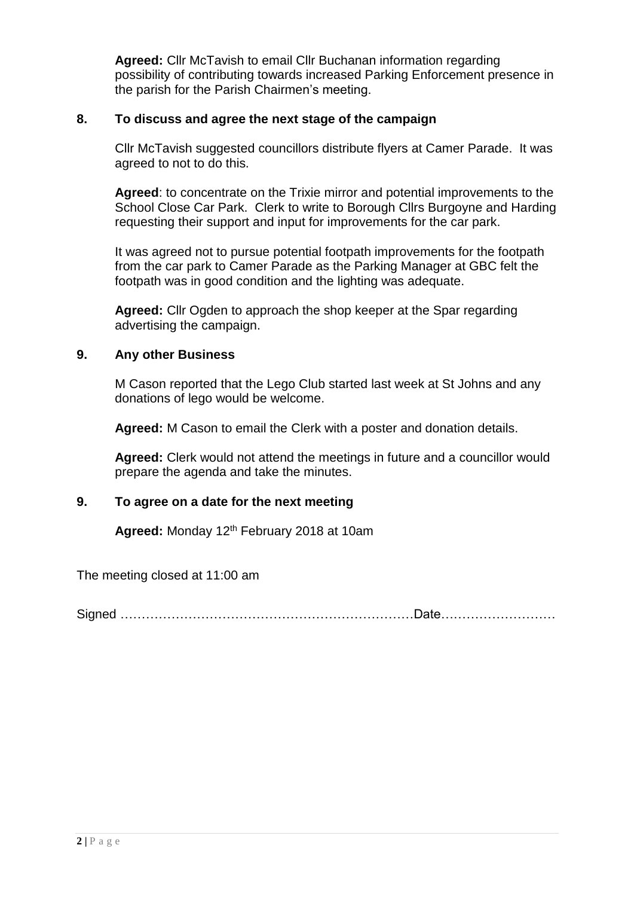**Agreed:** Cllr McTavish to email Cllr Buchanan information regarding possibility of contributing towards increased Parking Enforcement presence in the parish for the Parish Chairmen's meeting.

## 8. To discuss and agree the next stage of the campaign

Cllr McTavish suggested councillors distribute flyers at Camer Parade. It was agreed to not to do this.

**Agreed**: to concentrate on the Trixie mirror and potential improvements to the School Close Car Park. Clerk to write to Borough Cllrs Burgoyne and Harding requesting their support and input for improvements for the car park.

It was agreed not to pursue potential footpath improvements for the footpath from the car park to Camer Parade as the Parking Manager at GBC felt the footpath was in good condition and the lighting was adequate.

**Agreed:** Cllr Ogden to approach the shop keeper at the Spar regarding advertising the campaign.

## 9. Any other Business

M Cason reported that the Lego Club started last week at St Johns and any donations of lego would be welcome.

**Agreed:** M Cason to email the Clerk with a poster and donation details.

**Agreed:** Clerk would not attend the meetings in future and a councillor would prepare the agenda and take the minutes.

## 9. To agree on a date for the next meeting

**Agreed:** Monday 12th February 2018 at 10am

The meeting closed at 11:00 am

Signed ……………………………………………………………Date………………………